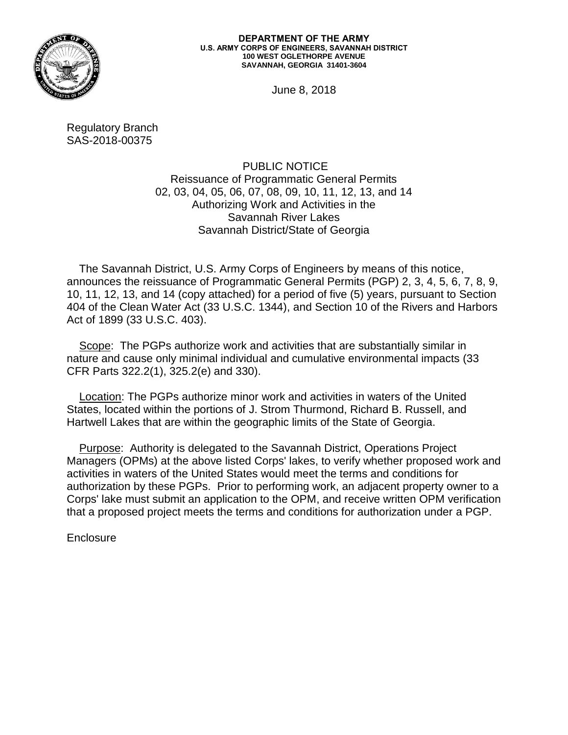**DEPARTMENT OF THE ARMY**
**U.S. ARMY CORPS OF ENGINEERS, SAVANNAH DISTRICT**
**100 WEST OGLETHORPE AVENUE**
**SAVANNAH, GEORGIA 31401-3604**

June 8, 2018

Regulatory Branch
SAS-2018-00375

PUBLIC NOTICE
Reissuance of Programmatic General Permits
02, 03, 04, 05, 06, 07, 08, 09, 10, 11, 12, 13, and 14
Authorizing Work and Activities in the
Savannah River Lakes
Savannah District/State of Georgia

The Savannah District, U.S. Army Corps of Engineers by means of this notice, announces the reissuance of Programmatic General Permits (PGP) 2, 3, 4, 5, 6, 7, 8, 9, 10, 11, 12, 13, and 14 (copy attached) for a period of five (5) years, pursuant to Section 404 of the Clean Water Act (33 U.S.C. 1344), and Section 10 of the Rivers and Harbors Act of 1899 (33 U.S.C. 403).

Scope: The PGPs authorize work and activities that are substantially similar in nature and cause only minimal individual and cumulative environmental impacts (33 CFR Parts 322.2(1), 325.2(e) and 330).

Location: The PGPs authorize minor work and activities in waters of the United States, located within the portions of J. Strom Thurmond, Richard B. Russell, and Hartwell Lakes that are within the geographic limits of the State of Georgia.

Purpose: Authority is delegated to the Savannah District, Operations Project Managers (OPMs) at the above listed Corps' lakes, to verify whether proposed work and activities in waters of the United States would meet the terms and conditions for authorization by these PGPs. Prior to performing work, an adjacent property owner to a Corps' lake must submit an application to the OPM, and receive written OPM verification that a proposed project meets the terms and conditions for authorization under a PGP.

Enclosure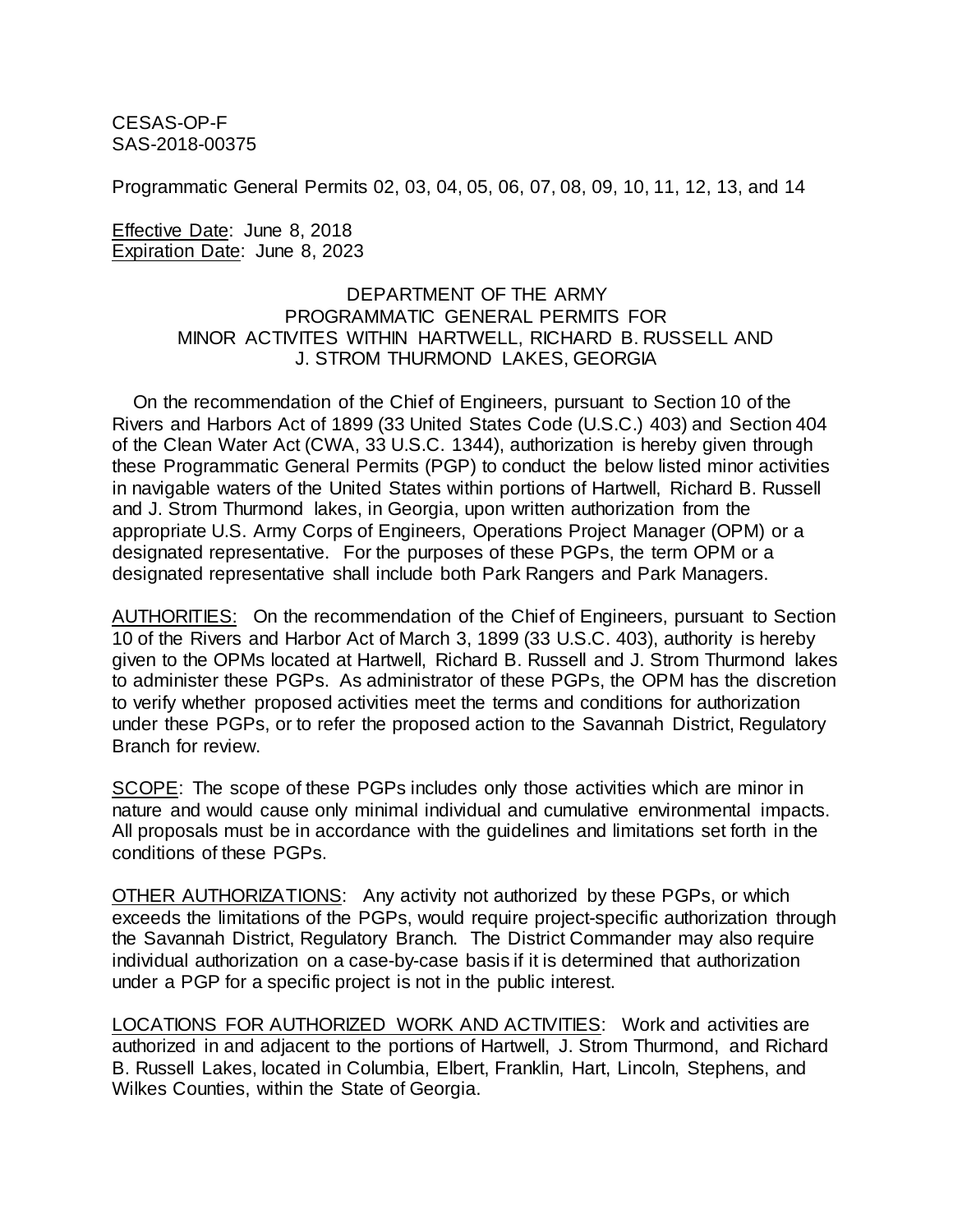CESAS-OP-F
SAS-2018-00375

Programmatic General Permits 02, 03, 04, 05, 06, 07, 08, 09, 10, 11, 12, 13, and 14

<u>Effective Date</u>: June 8, 2018
<u>Expiration Date</u>: June 8, 2023

DEPARTMENT OF THE ARMY
PROGRAMMATIC GENERAL PERMITS FOR
MINOR ACTIVITES WITHIN HARTWELL, RICHARD B. RUSSELL AND
J. STROM THURMOND LAKES, GEORGIA

On the recommendation of the Chief of Engineers, pursuant to Section 10 of the Rivers and Harbors Act of 1899 (33 United States Code (U.S.C.) 403) and Section 404 of the Clean Water Act (CWA, 33 U.S.C. 1344), authorization is hereby given through these Programmatic General Permits (PGP) to conduct the below listed minor activities in navigable waters of the United States within portions of Hartwell, Richard B. Russell and J. Strom Thurmond lakes, in Georgia, upon written authorization from the appropriate U.S. Army Corps of Engineers, Operations Project Manager (OPM) or a designated representative. For the purposes of these PGPs, the term OPM or a designated representative shall include both Park Rangers and Park Managers.

<u>AUTHORITIES:</u> On the recommendation of the Chief of Engineers, pursuant to Section 10 of the Rivers and Harbor Act of March 3, 1899 (33 U.S.C. 403), authority is hereby given to the OPMs located at Hartwell, Richard B. Russell and J. Strom Thurmond lakes to administer these PGPs. As administrator of these PGPs, the OPM has the discretion to verify whether proposed activities meet the terms and conditions for authorization under these PGPs, or to refer the proposed action to the Savannah District, Regulatory Branch for review.

<u>SCOPE</u>: The scope of these PGPs includes only those activities which are minor in nature and would cause only minimal individual and cumulative environmental impacts. All proposals must be in accordance with the guidelines and limitations set forth in the conditions of these PGPs.

<u>OTHER AUTHORIZATIONS</u>: Any activity not authorized by these PGPs, or which exceeds the limitations of the PGPs, would require project-specific authorization through the Savannah District, Regulatory Branch. The District Commander may also require individual authorization on a case-by-case basis if it is determined that authorization under a PGP for a specific project is not in the public interest.

<u>LOCATIONS FOR AUTHORIZED WORK AND ACTIVITIES</u>: Work and activities are authorized in and adjacent to the portions of Hartwell, J. Strom Thurmond, and Richard B. Russell Lakes, located in Columbia, Elbert, Franklin, Hart, Lincoln, Stephens, and Wilkes Counties, within the State of Georgia.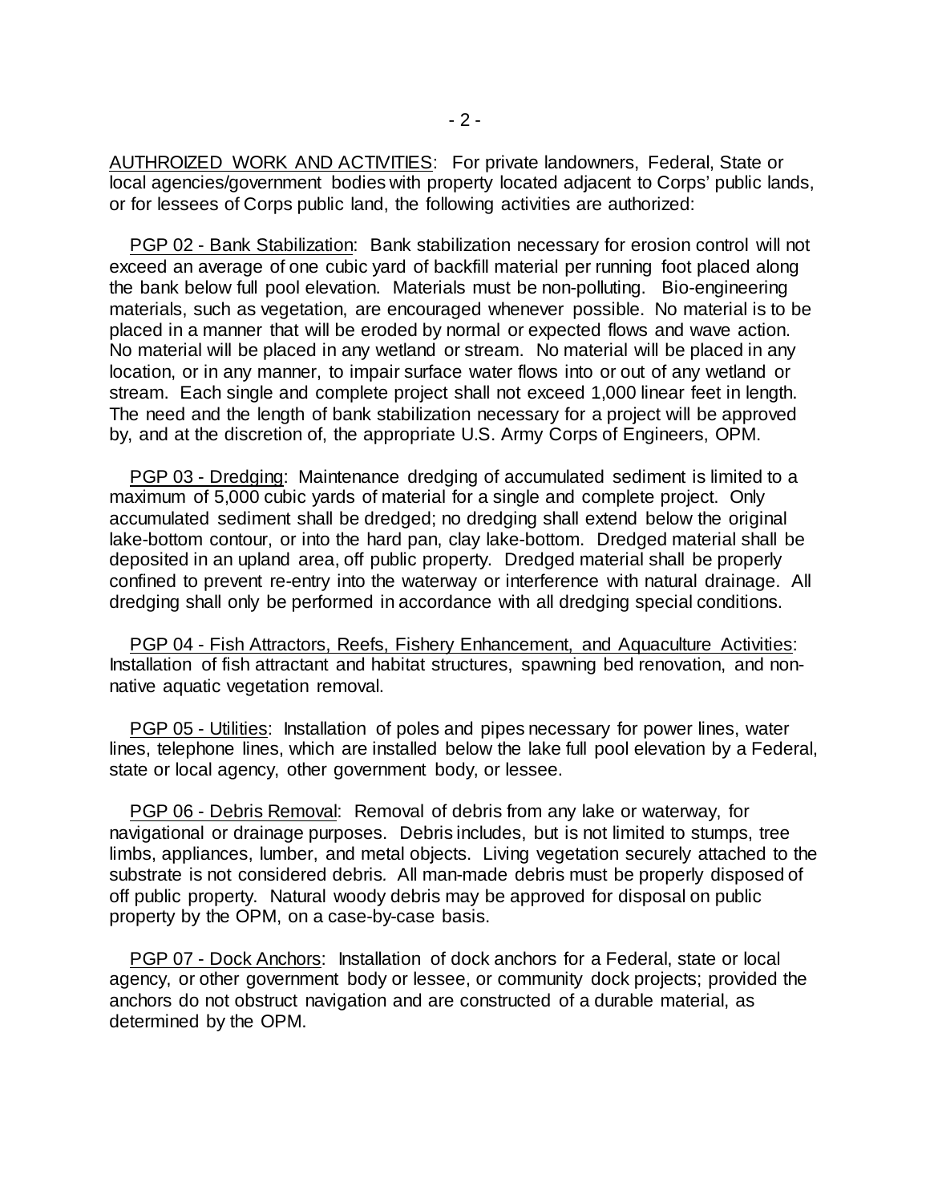AUTHROIZED WORK AND ACTIVITIES: For private landowners, Federal, State or local agencies/government bodies with property located adjacent to Corps' public lands, or for lessees of Corps public land, the following activities are authorized:

PGP 02 - Bank Stabilization: Bank stabilization necessary for erosion control will not exceed an average of one cubic yard of backfill material per running foot placed along the bank below full pool elevation. Materials must be non-polluting. Bio-engineering materials, such as vegetation, are encouraged whenever possible. No material is to be placed in a manner that will be eroded by normal or expected flows and wave action. No material will be placed in any wetland or stream. No material will be placed in any location, or in any manner, to impair surface water flows into or out of any wetland or stream. Each single and complete project shall not exceed 1,000 linear feet in length. The need and the length of bank stabilization necessary for a project will be approved by, and at the discretion of, the appropriate U.S. Army Corps of Engineers, OPM.

PGP 03 - Dredging: Maintenance dredging of accumulated sediment is limited to a maximum of 5,000 cubic yards of material for a single and complete project. Only accumulated sediment shall be dredged; no dredging shall extend below the original lake-bottom contour, or into the hard pan, clay lake-bottom. Dredged material shall be deposited in an upland area, off public property. Dredged material shall be properly confined to prevent re-entry into the waterway or interference with natural drainage. All dredging shall only be performed in accordance with all dredging special conditions.

PGP 04 - Fish Attractors, Reefs, Fishery Enhancement, and Aquaculture Activities: Installation of fish attractant and habitat structures, spawning bed renovation, and non-native aquatic vegetation removal.

PGP 05 - Utilities: Installation of poles and pipes necessary for power lines, water lines, telephone lines, which are installed below the lake full pool elevation by a Federal, state or local agency, other government body, or lessee.

PGP 06 - Debris Removal: Removal of debris from any lake or waterway, for navigational or drainage purposes. Debris includes, but is not limited to stumps, tree limbs, appliances, lumber, and metal objects. Living vegetation securely attached to the substrate is not considered debris. All man-made debris must be properly disposed of off public property. Natural woody debris may be approved for disposal on public property by the OPM, on a case-by-case basis.

PGP 07 - Dock Anchors: Installation of dock anchors for a Federal, state or local agency, or other government body or lessee, or community dock projects; provided the anchors do not obstruct navigation and are constructed of a durable material, as determined by the OPM.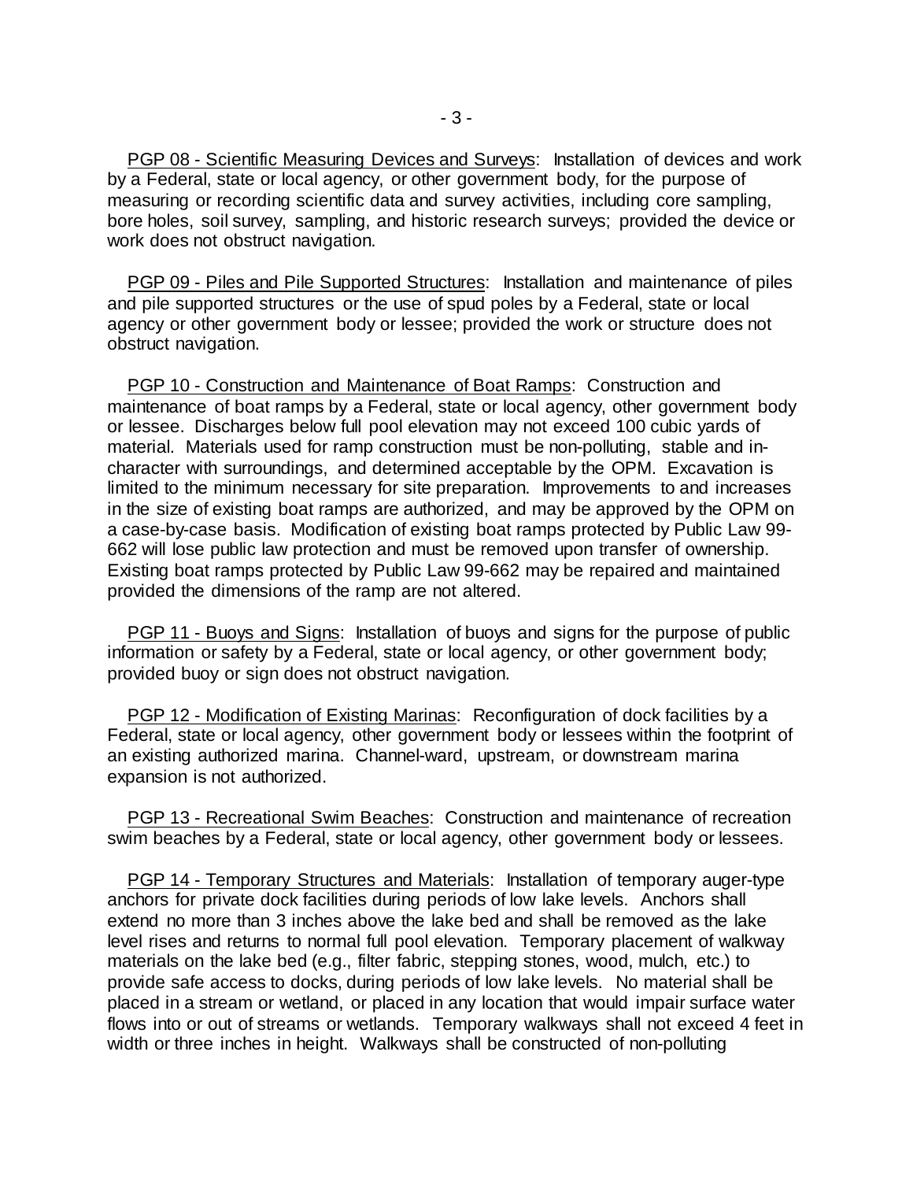PGP 08 - Scientific Measuring Devices and Surveys: Installation of devices and work by a Federal, state or local agency, or other government body, for the purpose of measuring or recording scientific data and survey activities, including core sampling, bore holes, soil survey, sampling, and historic research surveys; provided the device or work does not obstruct navigation.

PGP 09 - Piles and Pile Supported Structures: Installation and maintenance of piles and pile supported structures or the use of spud poles by a Federal, state or local agency or other government body or lessee; provided the work or structure does not obstruct navigation.

PGP 10 - Construction and Maintenance of Boat Ramps: Construction and maintenance of boat ramps by a Federal, state or local agency, other government body or lessee. Discharges below full pool elevation may not exceed 100 cubic yards of material. Materials used for ramp construction must be non-polluting, stable and in-character with surroundings, and determined acceptable by the OPM. Excavation is limited to the minimum necessary for site preparation. Improvements to and increases in the size of existing boat ramps are authorized, and may be approved by the OPM on a case-by-case basis. Modification of existing boat ramps protected by Public Law 99-662 will lose public law protection and must be removed upon transfer of ownership. Existing boat ramps protected by Public Law 99-662 may be repaired and maintained provided the dimensions of the ramp are not altered.

PGP 11 - Buoys and Signs: Installation of buoys and signs for the purpose of public information or safety by a Federal, state or local agency, or other government body; provided buoy or sign does not obstruct navigation.

PGP 12 - Modification of Existing Marinas: Reconfiguration of dock facilities by a Federal, state or local agency, other government body or lessees within the footprint of an existing authorized marina. Channel-ward, upstream, or downstream marina expansion is not authorized.

PGP 13 - Recreational Swim Beaches: Construction and maintenance of recreation swim beaches by a Federal, state or local agency, other government body or lessees.

PGP 14 - Temporary Structures and Materials: Installation of temporary auger-type anchors for private dock facilities during periods of low lake levels. Anchors shall extend no more than 3 inches above the lake bed and shall be removed as the lake level rises and returns to normal full pool elevation. Temporary placement of walkway materials on the lake bed (e.g., filter fabric, stepping stones, wood, mulch, etc.) to provide safe access to docks, during periods of low lake levels. No material shall be placed in a stream or wetland, or placed in any location that would impair surface water flows into or out of streams or wetlands. Temporary walkways shall not exceed 4 feet in width or three inches in height. Walkways shall be constructed of non-polluting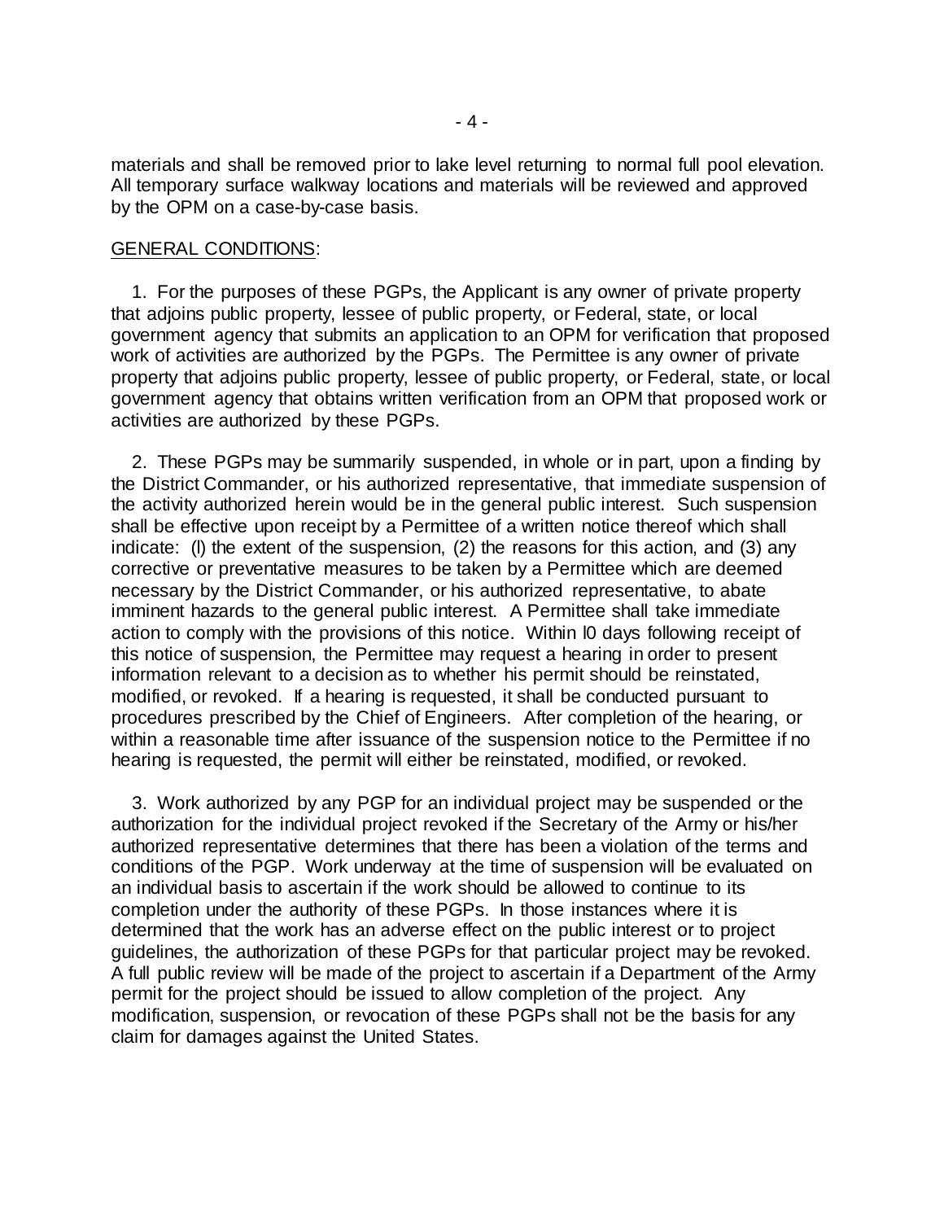materials and shall be removed prior to lake level returning to normal full pool elevation. All temporary surface walkway locations and materials will be reviewed and approved by the OPM on a case-by-case basis.

GENERAL CONDITIONS:

1. For the purposes of these PGPs, the Applicant is any owner of private property that adjoins public property, lessee of public property, or Federal, state, or local government agency that submits an application to an OPM for verification that proposed work of activities are authorized by the PGPs. The Permittee is any owner of private property that adjoins public property, lessee of public property, or Federal, state, or local government agency that obtains written verification from an OPM that proposed work or activities are authorized by these PGPs.

2. These PGPs may be summarily suspended, in whole or in part, upon a finding by the District Commander, or his authorized representative, that immediate suspension of the activity authorized herein would be in the general public interest. Such suspension shall be effective upon receipt by a Permittee of a written notice thereof which shall indicate: (l) the extent of the suspension, (2) the reasons for this action, and (3) any corrective or preventative measures to be taken by a Permittee which are deemed necessary by the District Commander, or his authorized representative, to abate imminent hazards to the general public interest. A Permittee shall take immediate action to comply with the provisions of this notice. Within l0 days following receipt of this notice of suspension, the Permittee may request a hearing in order to present information relevant to a decision as to whether his permit should be reinstated, modified, or revoked. If a hearing is requested, it shall be conducted pursuant to procedures prescribed by the Chief of Engineers. After completion of the hearing, or within a reasonable time after issuance of the suspension notice to the Permittee if no hearing is requested, the permit will either be reinstated, modified, or revoked.

3. Work authorized by any PGP for an individual project may be suspended or the authorization for the individual project revoked if the Secretary of the Army or his/her authorized representative determines that there has been a violation of the terms and conditions of the PGP. Work underway at the time of suspension will be evaluated on an individual basis to ascertain if the work should be allowed to continue to its completion under the authority of these PGPs. In those instances where it is determined that the work has an adverse effect on the public interest or to project guidelines, the authorization of these PGPs for that particular project may be revoked. A full public review will be made of the project to ascertain if a Department of the Army permit for the project should be issued to allow completion of the project. Any modification, suspension, or revocation of these PGPs shall not be the basis for any claim for damages against the United States.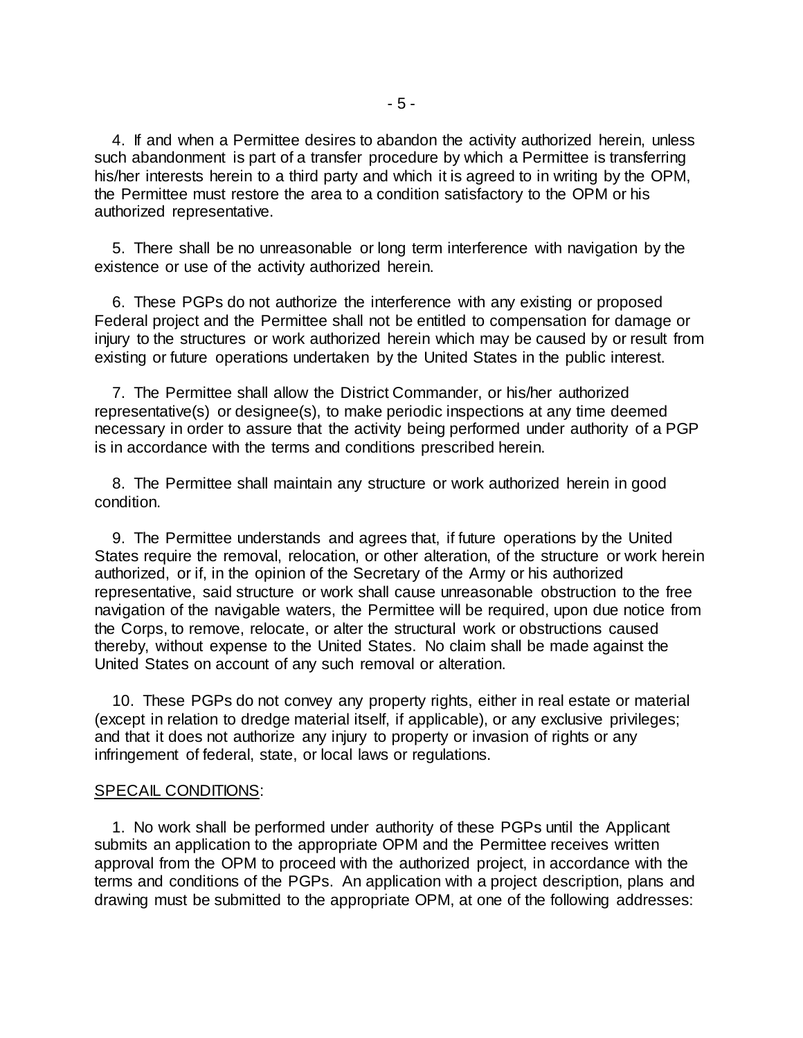4. If and when a Permittee desires to abandon the activity authorized herein, unless such abandonment is part of a transfer procedure by which a Permittee is transferring his/her interests herein to a third party and which it is agreed to in writing by the OPM, the Permittee must restore the area to a condition satisfactory to the OPM or his authorized representative.

5. There shall be no unreasonable or long term interference with navigation by the existence or use of the activity authorized herein.

6. These PGPs do not authorize the interference with any existing or proposed Federal project and the Permittee shall not be entitled to compensation for damage or injury to the structures or work authorized herein which may be caused by or result from existing or future operations undertaken by the United States in the public interest.

7. The Permittee shall allow the District Commander, or his/her authorized representative(s) or designee(s), to make periodic inspections at any time deemed necessary in order to assure that the activity being performed under authority of a PGP is in accordance with the terms and conditions prescribed herein.

8. The Permittee shall maintain any structure or work authorized herein in good condition.

9. The Permittee understands and agrees that, if future operations by the United States require the removal, relocation, or other alteration, of the structure or work herein authorized, or if, in the opinion of the Secretary of the Army or his authorized representative, said structure or work shall cause unreasonable obstruction to the free navigation of the navigable waters, the Permittee will be required, upon due notice from the Corps, to remove, relocate, or alter the structural work or obstructions caused thereby, without expense to the United States. No claim shall be made against the United States on account of any such removal or alteration.

10. These PGPs do not convey any property rights, either in real estate or material (except in relation to dredge material itself, if applicable), or any exclusive privileges; and that it does not authorize any injury to property or invasion of rights or any infringement of federal, state, or local laws or regulations.

<u>SPECAIL CONDITIONS</u>:

1. No work shall be performed under authority of these PGPs until the Applicant submits an application to the appropriate OPM and the Permittee receives written approval from the OPM to proceed with the authorized project, in accordance with the terms and conditions of the PGPs. An application with a project description, plans and drawing must be submitted to the appropriate OPM, at one of the following addresses: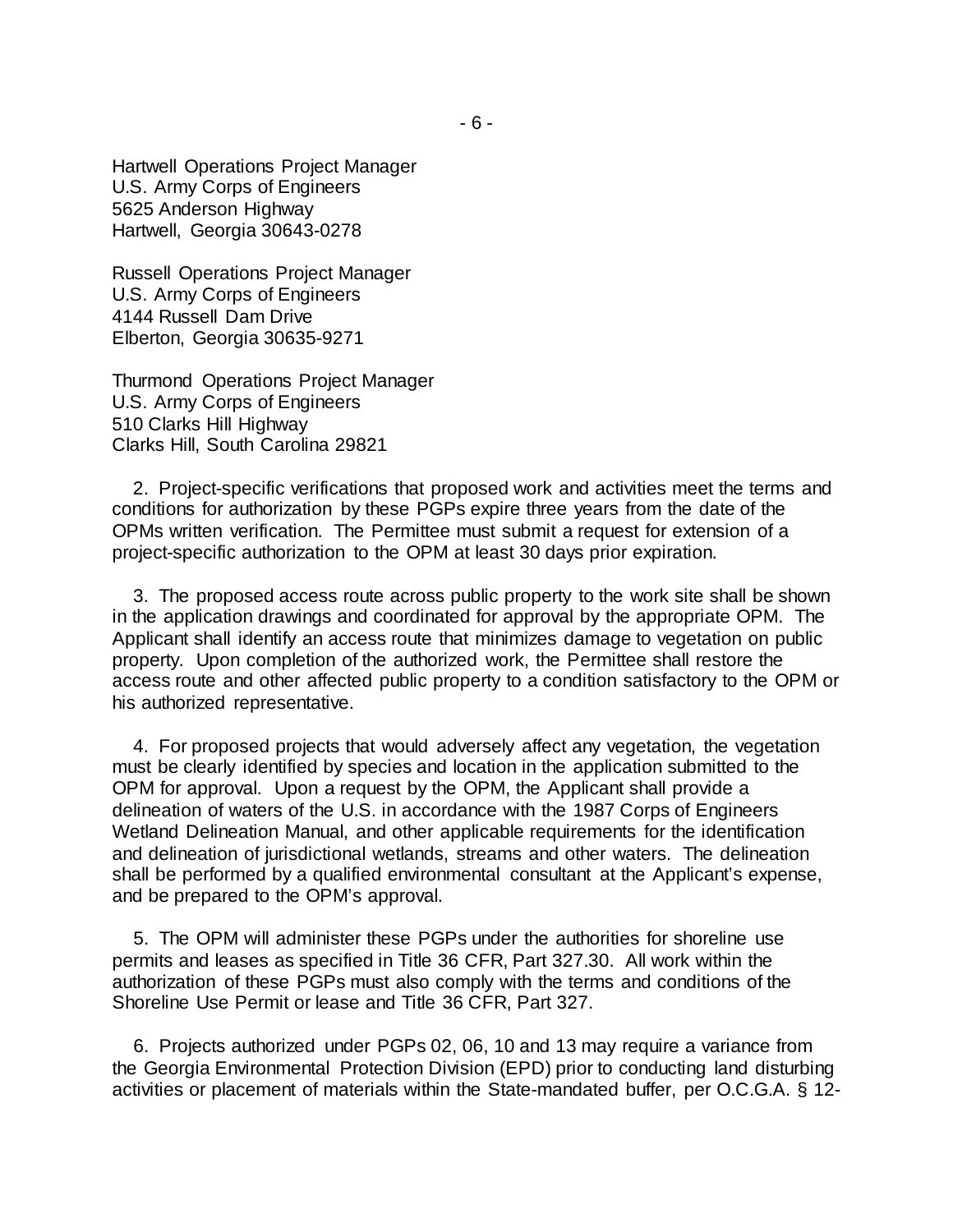Hartwell Operations Project Manager
U.S. Army Corps of Engineers
5625 Anderson Highway
Hartwell, Georgia 30643-0278

Russell Operations Project Manager
U.S. Army Corps of Engineers
4144 Russell Dam Drive
Elberton, Georgia 30635-9271

Thurmond Operations Project Manager
U.S. Army Corps of Engineers
510 Clarks Hill Highway
Clarks Hill, South Carolina 29821

2. Project-specific verifications that proposed work and activities meet the terms and conditions for authorization by these PGPs expire three years from the date of the OPMs written verification. The Permittee must submit a request for extension of a project-specific authorization to the OPM at least 30 days prior expiration.

3. The proposed access route across public property to the work site shall be shown in the application drawings and coordinated for approval by the appropriate OPM. The Applicant shall identify an access route that minimizes damage to vegetation on public property. Upon completion of the authorized work, the Permittee shall restore the access route and other affected public property to a condition satisfactory to the OPM or his authorized representative.

4. For proposed projects that would adversely affect any vegetation, the vegetation must be clearly identified by species and location in the application submitted to the OPM for approval. Upon a request by the OPM, the Applicant shall provide a delineation of waters of the U.S. in accordance with the 1987 Corps of Engineers Wetland Delineation Manual, and other applicable requirements for the identification and delineation of jurisdictional wetlands, streams and other waters. The delineation shall be performed by a qualified environmental consultant at the Applicant's expense, and be prepared to the OPM's approval.

5. The OPM will administer these PGPs under the authorities for shoreline use permits and leases as specified in Title 36 CFR, Part 327.30. All work within the authorization of these PGPs must also comply with the terms and conditions of the Shoreline Use Permit or lease and Title 36 CFR, Part 327.

6. Projects authorized under PGPs 02, 06, 10 and 13 may require a variance from the Georgia Environmental Protection Division (EPD) prior to conducting land disturbing activities or placement of materials within the State-mandated buffer, per O.C.G.A. § 12-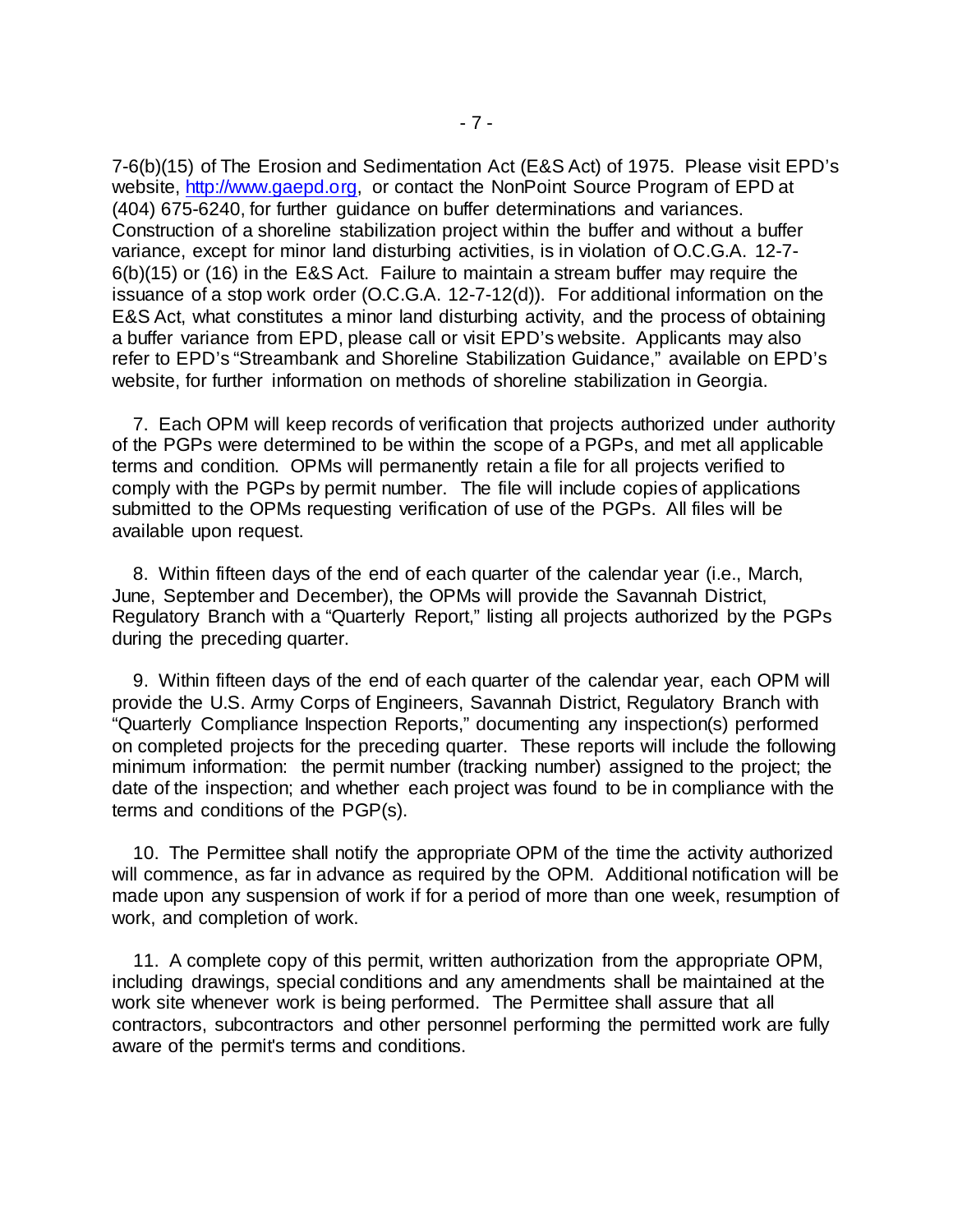7-6(b)(15) of The Erosion and Sedimentation Act (E&S Act) of 1975. Please visit EPD's website, http://www.gaepd.org, or contact the NonPoint Source Program of EPD at (404) 675-6240, for further guidance on buffer determinations and variances. Construction of a shoreline stabilization project within the buffer and without a buffer variance, except for minor land disturbing activities, is in violation of O.C.G.A. 12-7-6(b)(15) or (16) in the E&S Act. Failure to maintain a stream buffer may require the issuance of a stop work order (O.C.G.A. 12-7-12(d)). For additional information on the E&S Act, what constitutes a minor land disturbing activity, and the process of obtaining a buffer variance from EPD, please call or visit EPD's website. Applicants may also refer to EPD's "Streambank and Shoreline Stabilization Guidance," available on EPD's website, for further information on methods of shoreline stabilization in Georgia.

7. Each OPM will keep records of verification that projects authorized under authority of the PGPs were determined to be within the scope of a PGPs, and met all applicable terms and condition. OPMs will permanently retain a file for all projects verified to comply with the PGPs by permit number. The file will include copies of applications submitted to the OPMs requesting verification of use of the PGPs. All files will be available upon request.

8. Within fifteen days of the end of each quarter of the calendar year (i.e., March, June, September and December), the OPMs will provide the Savannah District, Regulatory Branch with a "Quarterly Report," listing all projects authorized by the PGPs during the preceding quarter.

9. Within fifteen days of the end of each quarter of the calendar year, each OPM will provide the U.S. Army Corps of Engineers, Savannah District, Regulatory Branch with "Quarterly Compliance Inspection Reports," documenting any inspection(s) performed on completed projects for the preceding quarter. These reports will include the following minimum information: the permit number (tracking number) assigned to the project; the date of the inspection; and whether each project was found to be in compliance with the terms and conditions of the PGP(s).

10. The Permittee shall notify the appropriate OPM of the time the activity authorized will commence, as far in advance as required by the OPM. Additional notification will be made upon any suspension of work if for a period of more than one week, resumption of work, and completion of work.

11. A complete copy of this permit, written authorization from the appropriate OPM, including drawings, special conditions and any amendments shall be maintained at the work site whenever work is being performed. The Permittee shall assure that all contractors, subcontractors and other personnel performing the permitted work are fully aware of the permit's terms and conditions.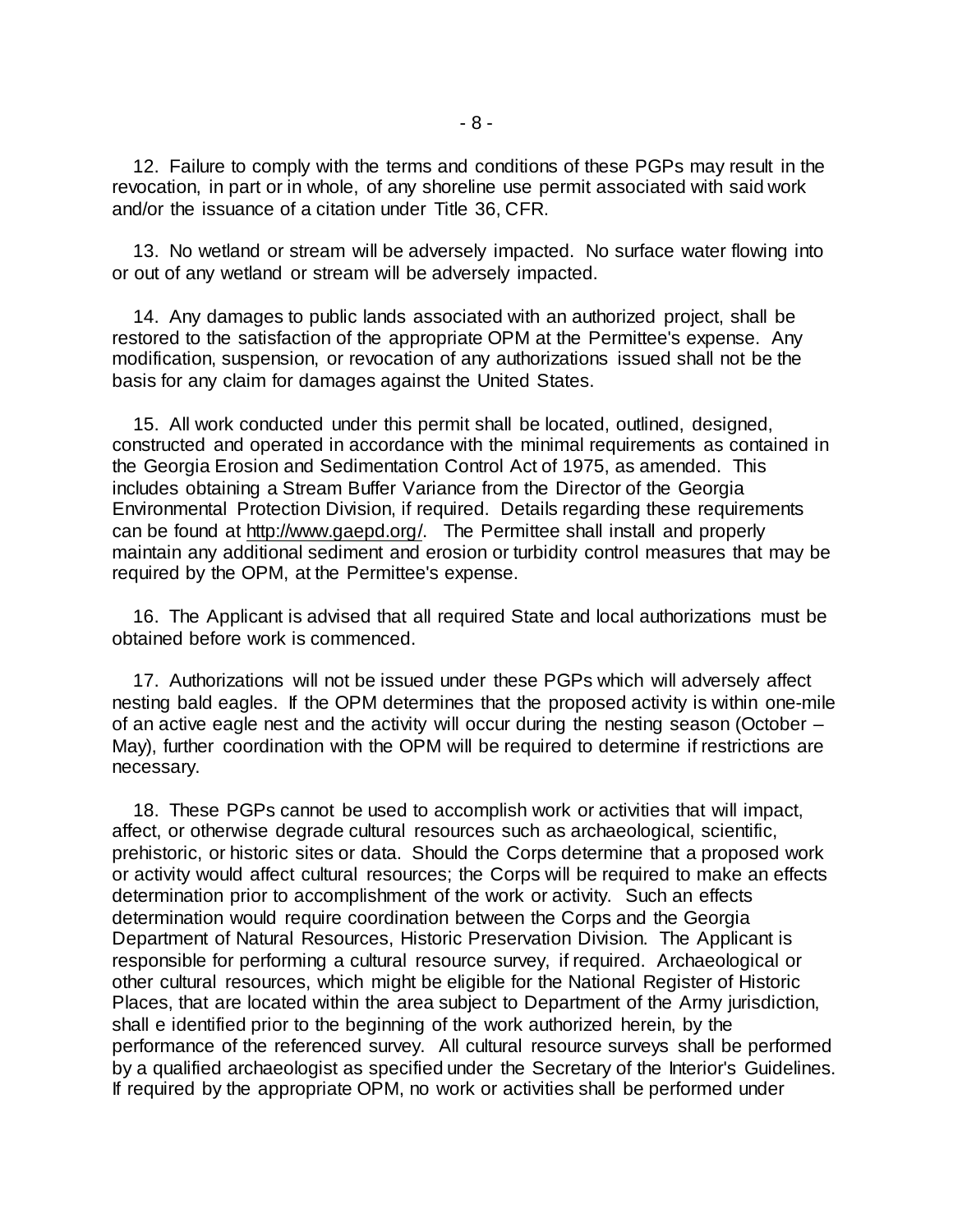12. Failure to comply with the terms and conditions of these PGPs may result in the revocation, in part or in whole, of any shoreline use permit associated with said work and/or the issuance of a citation under Title 36, CFR.

13. No wetland or stream will be adversely impacted. No surface water flowing into or out of any wetland or stream will be adversely impacted.

14. Any damages to public lands associated with an authorized project, shall be restored to the satisfaction of the appropriate OPM at the Permittee's expense. Any modification, suspension, or revocation of any authorizations issued shall not be the basis for any claim for damages against the United States.

15. All work conducted under this permit shall be located, outlined, designed, constructed and operated in accordance with the minimal requirements as contained in the Georgia Erosion and Sedimentation Control Act of 1975, as amended. This includes obtaining a Stream Buffer Variance from the Director of the Georgia Environmental Protection Division, if required. Details regarding these requirements can be found at http://www.gaepd.org/. The Permittee shall install and properly maintain any additional sediment and erosion or turbidity control measures that may be required by the OPM, at the Permittee's expense.

16. The Applicant is advised that all required State and local authorizations must be obtained before work is commenced.

17. Authorizations will not be issued under these PGPs which will adversely affect nesting bald eagles. If the OPM determines that the proposed activity is within one-mile of an active eagle nest and the activity will occur during the nesting season (October – May), further coordination with the OPM will be required to determine if restrictions are necessary.

18. These PGPs cannot be used to accomplish work or activities that will impact, affect, or otherwise degrade cultural resources such as archaeological, scientific, prehistoric, or historic sites or data. Should the Corps determine that a proposed work or activity would affect cultural resources; the Corps will be required to make an effects determination prior to accomplishment of the work or activity. Such an effects determination would require coordination between the Corps and the Georgia Department of Natural Resources, Historic Preservation Division. The Applicant is responsible for performing a cultural resource survey, if required. Archaeological or other cultural resources, which might be eligible for the National Register of Historic Places, that are located within the area subject to Department of the Army jurisdiction, shall e identified prior to the beginning of the work authorized herein, by the performance of the referenced survey. All cultural resource surveys shall be performed by a qualified archaeologist as specified under the Secretary of the Interior's Guidelines. If required by the appropriate OPM, no work or activities shall be performed under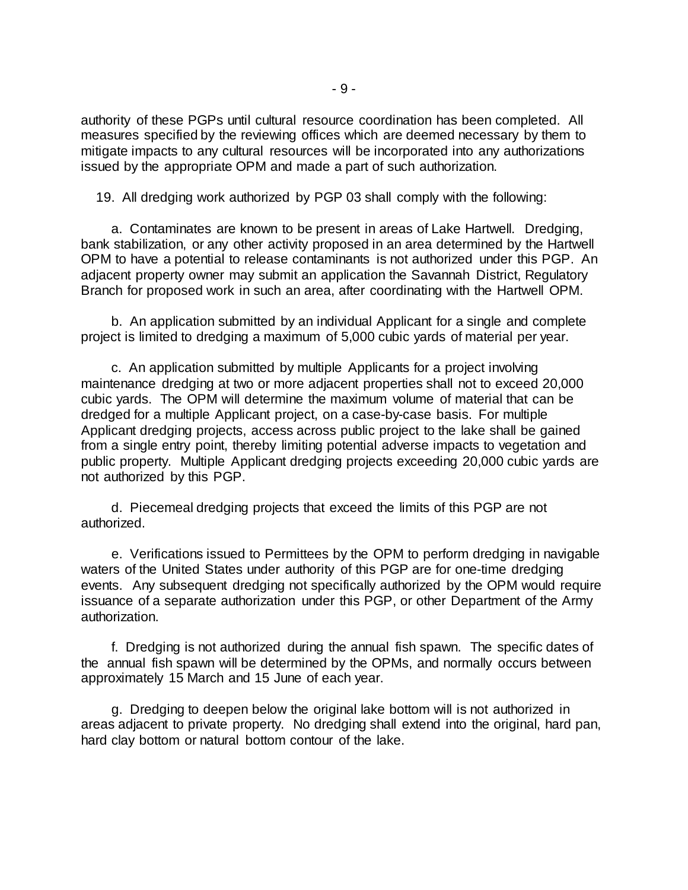authority of these PGPs until cultural resource coordination has been completed. All measures specified by the reviewing offices which are deemed necessary by them to mitigate impacts to any cultural resources will be incorporated into any authorizations issued by the appropriate OPM and made a part of such authorization.

19. All dredging work authorized by PGP 03 shall comply with the following:

a. Contaminates are known to be present in areas of Lake Hartwell. Dredging, bank stabilization, or any other activity proposed in an area determined by the Hartwell OPM to have a potential to release contaminants is not authorized under this PGP. An adjacent property owner may submit an application the Savannah District, Regulatory Branch for proposed work in such an area, after coordinating with the Hartwell OPM.

b. An application submitted by an individual Applicant for a single and complete project is limited to dredging a maximum of 5,000 cubic yards of material per year.

c. An application submitted by multiple Applicants for a project involving maintenance dredging at two or more adjacent properties shall not to exceed 20,000 cubic yards. The OPM will determine the maximum volume of material that can be dredged for a multiple Applicant project, on a case-by-case basis. For multiple Applicant dredging projects, access across public project to the lake shall be gained from a single entry point, thereby limiting potential adverse impacts to vegetation and public property. Multiple Applicant dredging projects exceeding 20,000 cubic yards are not authorized by this PGP.

d. Piecemeal dredging projects that exceed the limits of this PGP are not authorized.

e. Verifications issued to Permittees by the OPM to perform dredging in navigable waters of the United States under authority of this PGP are for one-time dredging events. Any subsequent dredging not specifically authorized by the OPM would require issuance of a separate authorization under this PGP, or other Department of the Army authorization.

f. Dredging is not authorized during the annual fish spawn. The specific dates of the annual fish spawn will be determined by the OPMs, and normally occurs between approximately 15 March and 15 June of each year.

g. Dredging to deepen below the original lake bottom will is not authorized in areas adjacent to private property. No dredging shall extend into the original, hard pan, hard clay bottom or natural bottom contour of the lake.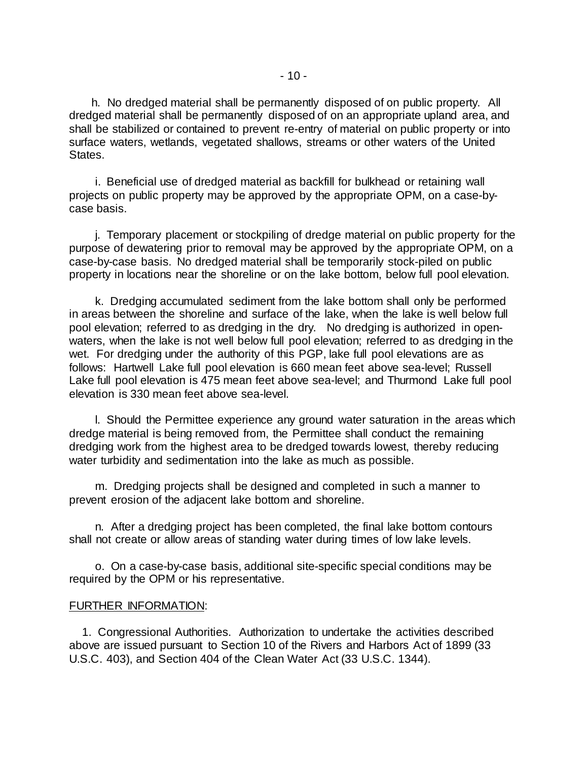h. No dredged material shall be permanently disposed of on public property. All dredged material shall be permanently disposed of on an appropriate upland area, and shall be stabilized or contained to prevent re-entry of material on public property or into surface waters, wetlands, vegetated shallows, streams or other waters of the United States.

i. Beneficial use of dredged material as backfill for bulkhead or retaining wall projects on public property may be approved by the appropriate OPM, on a case-by-case basis.

j. Temporary placement or stockpiling of dredge material on public property for the purpose of dewatering prior to removal may be approved by the appropriate OPM, on a case-by-case basis. No dredged material shall be temporarily stock-piled on public property in locations near the shoreline or on the lake bottom, below full pool elevation.

k. Dredging accumulated sediment from the lake bottom shall only be performed in areas between the shoreline and surface of the lake, when the lake is well below full pool elevation; referred to as dredging in the dry. No dredging is authorized in open-waters, when the lake is not well below full pool elevation; referred to as dredging in the wet. For dredging under the authority of this PGP, lake full pool elevations are as follows: Hartwell Lake full pool elevation is 660 mean feet above sea-level; Russell Lake full pool elevation is 475 mean feet above sea-level; and Thurmond Lake full pool elevation is 330 mean feet above sea-level.

l. Should the Permittee experience any ground water saturation in the areas which dredge material is being removed from, the Permittee shall conduct the remaining dredging work from the highest area to be dredged towards lowest, thereby reducing water turbidity and sedimentation into the lake as much as possible.

m. Dredging projects shall be designed and completed in such a manner to prevent erosion of the adjacent lake bottom and shoreline.

n. After a dredging project has been completed, the final lake bottom contours shall not create or allow areas of standing water during times of low lake levels.

o. On a case-by-case basis, additional site-specific special conditions may be required by the OPM or his representative.

FURTHER INFORMATION:

1. Congressional Authorities. Authorization to undertake the activities described above are issued pursuant to Section 10 of the Rivers and Harbors Act of 1899 (33 U.S.C. 403), and Section 404 of the Clean Water Act (33 U.S.C. 1344).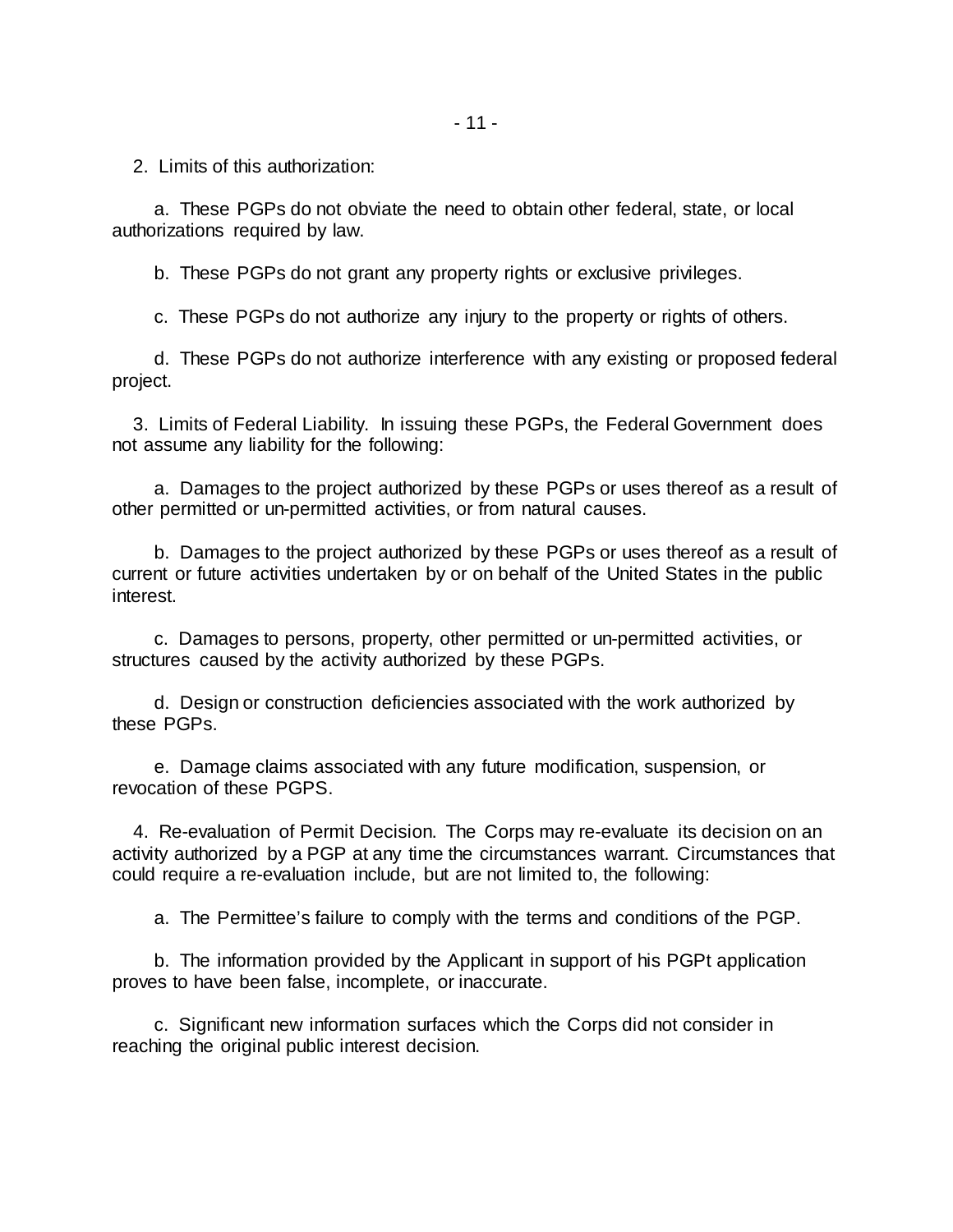2. Limits of this authorization:

a. These PGPs do not obviate the need to obtain other federal, state, or local authorizations required by law.

b. These PGPs do not grant any property rights or exclusive privileges.

c. These PGPs do not authorize any injury to the property or rights of others.

d. These PGPs do not authorize interference with any existing or proposed federal project.

3. Limits of Federal Liability. In issuing these PGPs, the Federal Government does not assume any liability for the following:

a. Damages to the project authorized by these PGPs or uses thereof as a result of other permitted or un-permitted activities, or from natural causes.

b. Damages to the project authorized by these PGPs or uses thereof as a result of current or future activities undertaken by or on behalf of the United States in the public interest.

c. Damages to persons, property, other permitted or un-permitted activities, or structures caused by the activity authorized by these PGPs.

d. Design or construction deficiencies associated with the work authorized by these PGPs.

e. Damage claims associated with any future modification, suspension, or revocation of these PGPS.

4. Re-evaluation of Permit Decision. The Corps may re-evaluate its decision on an activity authorized by a PGP at any time the circumstances warrant. Circumstances that could require a re-evaluation include, but are not limited to, the following:

a. The Permittee's failure to comply with the terms and conditions of the PGP.

b. The information provided by the Applicant in support of his PGPt application proves to have been false, incomplete, or inaccurate.

c. Significant new information surfaces which the Corps did not consider in reaching the original public interest decision.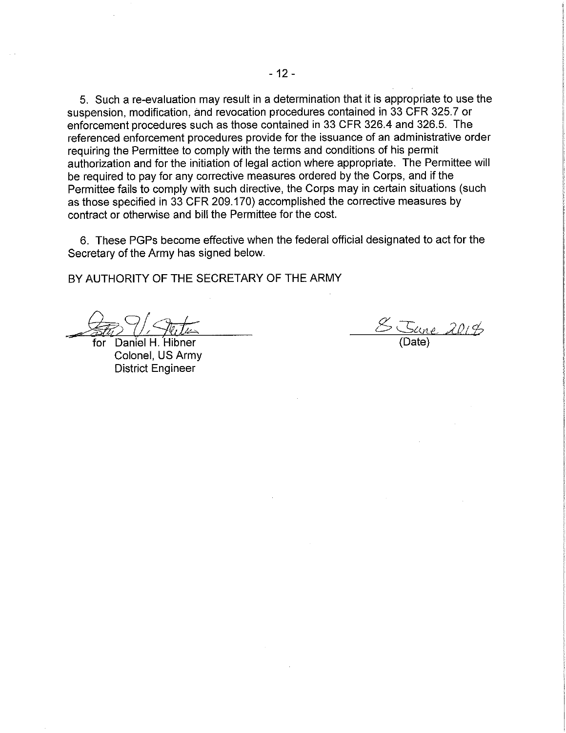5. Such a re-evaluation may result in a determination that it is appropriate to use the suspension, modification, and revocation procedures contained in 33 CFR 325.7 or enforcement procedures such as those contained in 33 CFR 326.4 and 326.5. The referenced enforcement procedures provide for the issuance of an administrative order requiring the Permittee to comply with the terms and conditions of his permit authorization and for the initiation of legal action where appropriate. The Permittee will be required to pay for any corrective measures ordered by the Corps, and if the Permittee fails to comply with such directive, the Corps may in certain situations (such as those specified in 33 CFR 209.170) accomplished the corrective measures by contract or otherwise and bill the Permittee for the cost.

6. These PGPs become effective when the federal official designated to act for the Secretary of the Army has signed below.

BY AUTHORITY OF THE SECRETARY OF THE ARMY

for Daniel H. Hibner
Colonel, US Army
District Engineer

8 June 2018
(Date)